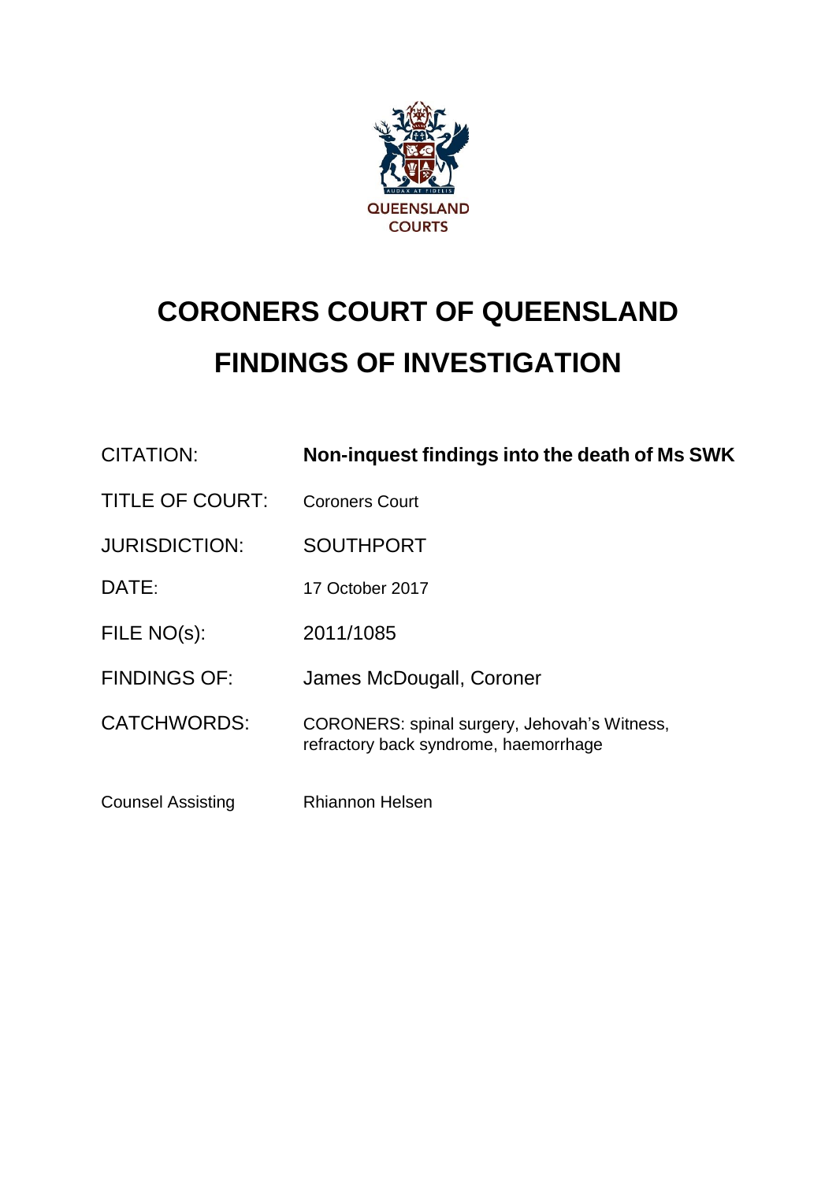QUEENSLAND COURTS

# CORONERS COURT OF QUEENSLAND
# FINDINGS OF INVESTIGATION

| | |
|---|---|
| CITATION: | **Non-inquest findings into the death of Ms SWK** |
| TITLE OF COURT: | Coroners Court |
| JURISDICTION: | SOUTHPORT |
| DATE: | 17 October 2017 |
| FILE NO(s): | 2011/1085 |
| FINDINGS OF: | James McDougall, Coroner |
| CATCHWORDS: | CORONERS: spinal surgery, Jehovah's Witness, refractory back syndrome, haemorrhage |
| Counsel Assisting | Rhiannon Helsen |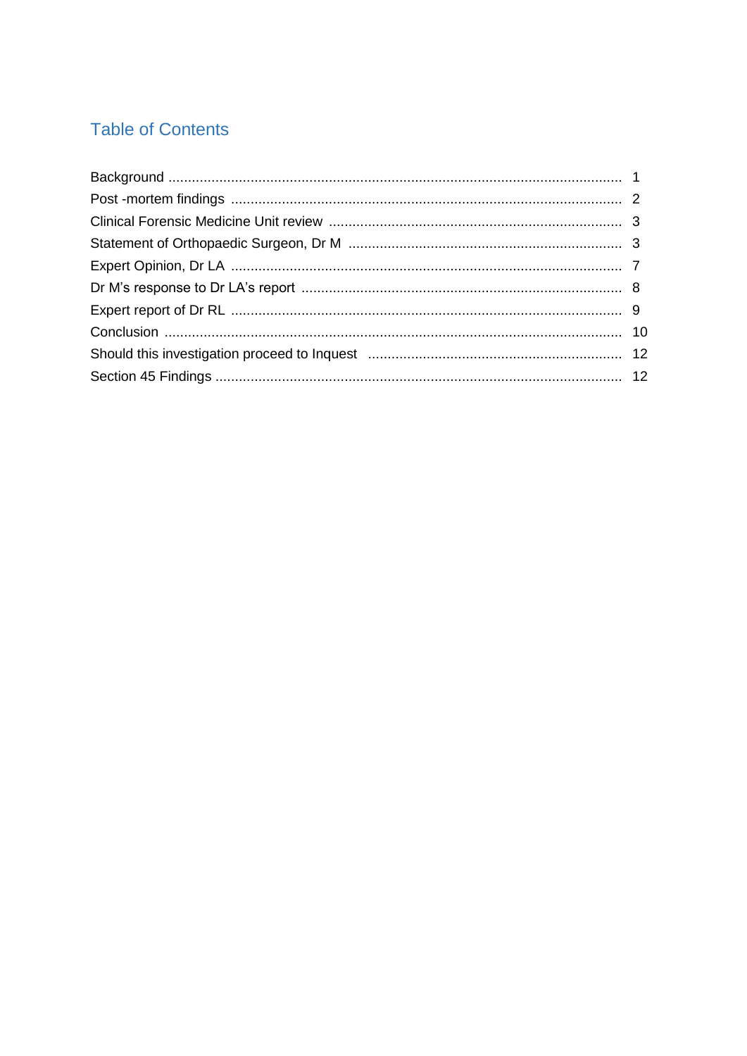## Table of Contents

| | |
|---|---|
| Background | 1 |
| Post -mortem findings | 2 |
| Clinical Forensic Medicine Unit review | 3 |
| Statement of Orthopaedic Surgeon, Dr M | 3 |
| Expert Opinion, Dr LA | 7 |
| Dr M's response to Dr LA's report | 8 |
| Expert report of Dr RL | 9 |
| Conclusion | 10 |
| Should this investigation proceed to Inquest | 12 |
| Section 45 Findings | 12 |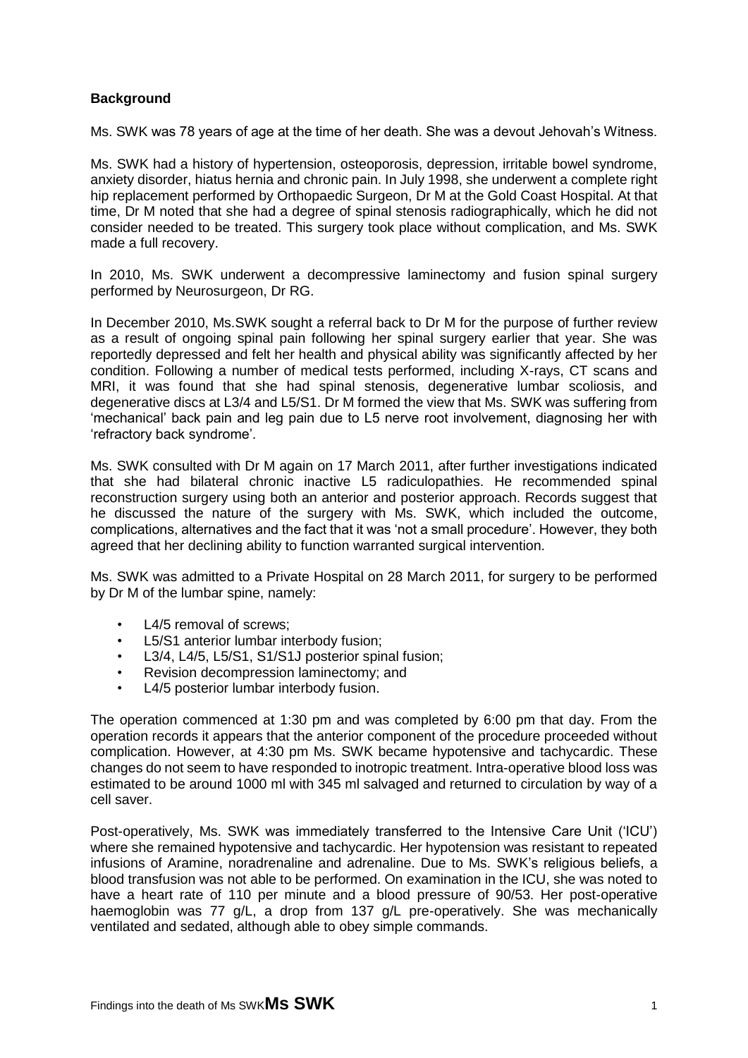**Background**

Ms. SWK was 78 years of age at the time of her death. She was a devout Jehovah's Witness.

Ms. SWK had a history of hypertension, osteoporosis, depression, irritable bowel syndrome, anxiety disorder, hiatus hernia and chronic pain. In July 1998, she underwent a complete right hip replacement performed by Orthopaedic Surgeon, Dr M at the Gold Coast Hospital. At that time, Dr M noted that she had a degree of spinal stenosis radiographically, which he did not consider needed to be treated. This surgery took place without complication, and Ms. SWK made a full recovery.

In 2010, Ms. SWK underwent a decompressive laminectomy and fusion spinal surgery performed by Neurosurgeon, Dr RG.

In December 2010, Ms.SWK sought a referral back to Dr M for the purpose of further review as a result of ongoing spinal pain following her spinal surgery earlier that year. She was reportedly depressed and felt her health and physical ability was significantly affected by her condition. Following a number of medical tests performed, including X-rays, CT scans and MRI, it was found that she had spinal stenosis, degenerative lumbar scoliosis, and degenerative discs at L3/4 and L5/S1. Dr M formed the view that Ms. SWK was suffering from 'mechanical' back pain and leg pain due to L5 nerve root involvement, diagnosing her with 'refractory back syndrome'.

Ms. SWK consulted with Dr M again on 17 March 2011, after further investigations indicated that she had bilateral chronic inactive L5 radiculopathies. He recommended spinal reconstruction surgery using both an anterior and posterior approach. Records suggest that he discussed the nature of the surgery with Ms. SWK, which included the outcome, complications, alternatives and the fact that it was 'not a small procedure'. However, they both agreed that her declining ability to function warranted surgical intervention.

Ms. SWK was admitted to a Private Hospital on 28 March 2011, for surgery to be performed by Dr M of the lumbar spine, namely:

- L4/5 removal of screws;
- L5/S1 anterior lumbar interbody fusion;
- L3/4, L4/5, L5/S1, S1/S1J posterior spinal fusion;
- Revision decompression laminectomy; and
- L4/5 posterior lumbar interbody fusion.

The operation commenced at 1:30 pm and was completed by 6:00 pm that day. From the operation records it appears that the anterior component of the procedure proceeded without complication. However, at 4:30 pm Ms. SWK became hypotensive and tachycardic. These changes do not seem to have responded to inotropic treatment. Intra-operative blood loss was estimated to be around 1000 ml with 345 ml salvaged and returned to circulation by way of a cell saver.

Post-operatively, Ms. SWK was immediately transferred to the Intensive Care Unit ('ICU') where she remained hypotensive and tachycardic. Her hypotension was resistant to repeated infusions of Aramine, noradrenaline and adrenaline. Due to Ms. SWK's religious beliefs, a blood transfusion was not able to be performed. On examination in the ICU, she was noted to have a heart rate of 110 per minute and a blood pressure of 90/53. Her post-operative haemoglobin was 77 g/L, a drop from 137 g/L pre-operatively. She was mechanically ventilated and sedated, although able to obey simple commands.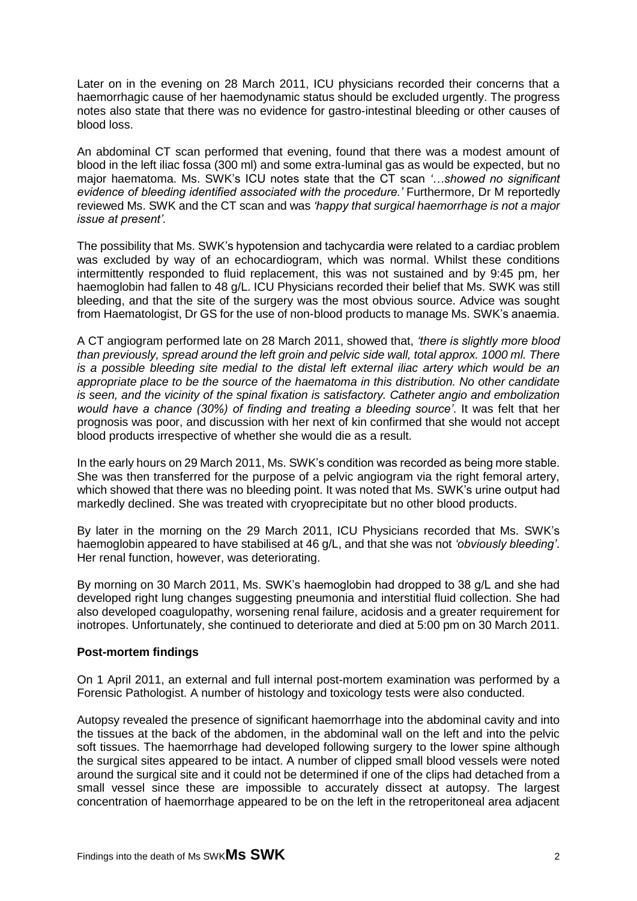Later on in the evening on 28 March 2011, ICU physicians recorded their concerns that a haemorrhagic cause of her haemodynamic status should be excluded urgently. The progress notes also state that there was no evidence for gastro-intestinal bleeding or other causes of blood loss.

An abdominal CT scan performed that evening, found that there was a modest amount of blood in the left iliac fossa (300 ml) and some extra-luminal gas as would be expected, but no major haematoma. Ms. SWK's ICU notes state that the CT scan *'…showed no significant evidence of bleeding identified associated with the procedure.'* Furthermore, Dr M reportedly reviewed Ms. SWK and the CT scan and was *'happy that surgical haemorrhage is not a major issue at present'*.

The possibility that Ms. SWK's hypotension and tachycardia were related to a cardiac problem was excluded by way of an echocardiogram, which was normal. Whilst these conditions intermittently responded to fluid replacement, this was not sustained and by 9:45 pm, her haemoglobin had fallen to 48 g/L. ICU Physicians recorded their belief that Ms. SWK was still bleeding, and that the site of the surgery was the most obvious source. Advice was sought from Haematologist, Dr GS for the use of non-blood products to manage Ms. SWK's anaemia.

A CT angiogram performed late on 28 March 2011, showed that, *'there is slightly more blood than previously, spread around the left groin and pelvic side wall, total approx. 1000 ml. There is a possible bleeding site medial to the distal left external iliac artery which would be an appropriate place to be the source of the haematoma in this distribution. No other candidate is seen, and the vicinity of the spinal fixation is satisfactory. Catheter angio and embolization would have a chance (30%) of finding and treating a bleeding source'*. It was felt that her prognosis was poor, and discussion with her next of kin confirmed that she would not accept blood products irrespective of whether she would die as a result.

In the early hours on 29 March 2011, Ms. SWK's condition was recorded as being more stable. She was then transferred for the purpose of a pelvic angiogram via the right femoral artery, which showed that there was no bleeding point. It was noted that Ms. SWK's urine output had markedly declined. She was treated with cryoprecipitate but no other blood products.

By later in the morning on the 29 March 2011, ICU Physicians recorded that Ms. SWK's haemoglobin appeared to have stabilised at 46 g/L, and that she was not *'obviously bleeding'*. Her renal function, however, was deteriorating.

By morning on 30 March 2011, Ms. SWK's haemoglobin had dropped to 38 g/L and she had developed right lung changes suggesting pneumonia and interstitial fluid collection. She had also developed coagulopathy, worsening renal failure, acidosis and a greater requirement for inotropes. Unfortunately, she continued to deteriorate and died at 5:00 pm on 30 March 2011.

### Post-mortem findings

On 1 April 2011, an external and full internal post-mortem examination was performed by a Forensic Pathologist. A number of histology and toxicology tests were also conducted.

Autopsy revealed the presence of significant haemorrhage into the abdominal cavity and into the tissues at the back of the abdomen, in the abdominal wall on the left and into the pelvic soft tissues. The haemorrhage had developed following surgery to the lower spine although the surgical sites appeared to be intact. A number of clipped small blood vessels were noted around the surgical site and it could not be determined if one of the clips had detached from a small vessel since these are impossible to accurately dissect at autopsy. The largest concentration of haemorrhage appeared to be on the left in the retroperitoneal area adjacent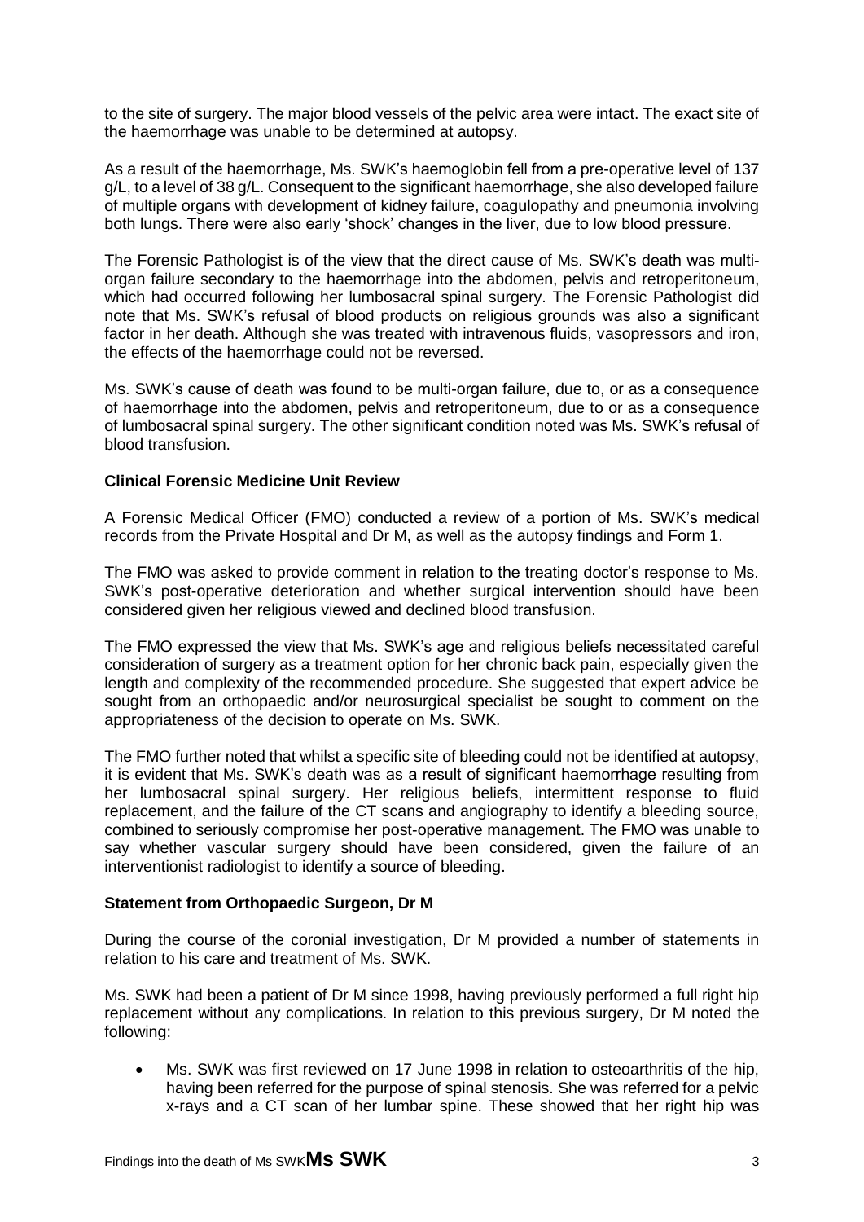to the site of surgery. The major blood vessels of the pelvic area were intact. The exact site of the haemorrhage was unable to be determined at autopsy.

As a result of the haemorrhage, Ms. SWK's haemoglobin fell from a pre-operative level of 137 g/L, to a level of 38 g/L. Consequent to the significant haemorrhage, she also developed failure of multiple organs with development of kidney failure, coagulopathy and pneumonia involving both lungs. There were also early 'shock' changes in the liver, due to low blood pressure.

The Forensic Pathologist is of the view that the direct cause of Ms. SWK's death was multi-organ failure secondary to the haemorrhage into the abdomen, pelvis and retroperitoneum, which had occurred following her lumbosacral spinal surgery. The Forensic Pathologist did note that Ms. SWK's refusal of blood products on religious grounds was also a significant factor in her death. Although she was treated with intravenous fluids, vasopressors and iron, the effects of the haemorrhage could not be reversed.

Ms. SWK's cause of death was found to be multi-organ failure, due to, or as a consequence of haemorrhage into the abdomen, pelvis and retroperitoneum, due to or as a consequence of lumbosacral spinal surgery. The other significant condition noted was Ms. SWK's refusal of blood transfusion.

**Clinical Forensic Medicine Unit Review**

A Forensic Medical Officer (FMO) conducted a review of a portion of Ms. SWK's medical records from the Private Hospital and Dr M, as well as the autopsy findings and Form 1.

The FMO was asked to provide comment in relation to the treating doctor's response to Ms. SWK's post-operative deterioration and whether surgical intervention should have been considered given her religious viewed and declined blood transfusion.

The FMO expressed the view that Ms. SWK's age and religious beliefs necessitated careful consideration of surgery as a treatment option for her chronic back pain, especially given the length and complexity of the recommended procedure. She suggested that expert advice be sought from an orthopaedic and/or neurosurgical specialist be sought to comment on the appropriateness of the decision to operate on Ms. SWK.

The FMO further noted that whilst a specific site of bleeding could not be identified at autopsy, it is evident that Ms. SWK's death was as a result of significant haemorrhage resulting from her lumbosacral spinal surgery. Her religious beliefs, intermittent response to fluid replacement, and the failure of the CT scans and angiography to identify a bleeding source, combined to seriously compromise her post-operative management. The FMO was unable to say whether vascular surgery should have been considered, given the failure of an interventionist radiologist to identify a source of bleeding.

**Statement from Orthopaedic Surgeon, Dr M**

During the course of the coronial investigation, Dr M provided a number of statements in relation to his care and treatment of Ms. SWK.

Ms. SWK had been a patient of Dr M since 1998, having previously performed a full right hip replacement without any complications. In relation to this previous surgery, Dr M noted the following:

- Ms. SWK was first reviewed on 17 June 1998 in relation to osteoarthritis of the hip, having been referred for the purpose of spinal stenosis. She was referred for a pelvic x-rays and a CT scan of her lumbar spine. These showed that her right hip was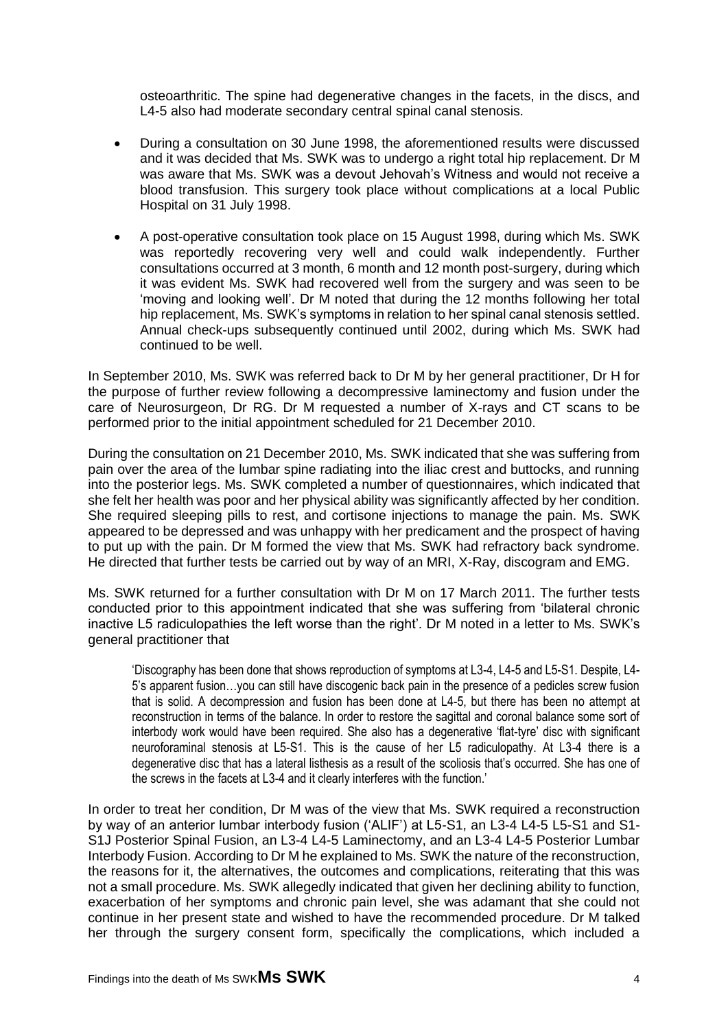osteoarthritic. The spine had degenerative changes in the facets, in the discs, and L4-5 also had moderate secondary central spinal canal stenosis.

- During a consultation on 30 June 1998, the aforementioned results were discussed and it was decided that Ms. SWK was to undergo a right total hip replacement. Dr M was aware that Ms. SWK was a devout Jehovah's Witness and would not receive a blood transfusion. This surgery took place without complications at a local Public Hospital on 31 July 1998.
- A post-operative consultation took place on 15 August 1998, during which Ms. SWK was reportedly recovering very well and could walk independently. Further consultations occurred at 3 month, 6 month and 12 month post-surgery, during which it was evident Ms. SWK had recovered well from the surgery and was seen to be 'moving and looking well'. Dr M noted that during the 12 months following her total hip replacement, Ms. SWK's symptoms in relation to her spinal canal stenosis settled. Annual check-ups subsequently continued until 2002, during which Ms. SWK had continued to be well.

In September 2010, Ms. SWK was referred back to Dr M by her general practitioner, Dr H for the purpose of further review following a decompressive laminectomy and fusion under the care of Neurosurgeon, Dr RG. Dr M requested a number of X-rays and CT scans to be performed prior to the initial appointment scheduled for 21 December 2010.

During the consultation on 21 December 2010, Ms. SWK indicated that she was suffering from pain over the area of the lumbar spine radiating into the iliac crest and buttocks, and running into the posterior legs. Ms. SWK completed a number of questionnaires, which indicated that she felt her health was poor and her physical ability was significantly affected by her condition. She required sleeping pills to rest, and cortisone injections to manage the pain. Ms. SWK appeared to be depressed and was unhappy with her predicament and the prospect of having to put up with the pain. Dr M formed the view that Ms. SWK had refractory back syndrome. He directed that further tests be carried out by way of an MRI, X-Ray, discogram and EMG.

Ms. SWK returned for a further consultation with Dr M on 17 March 2011. The further tests conducted prior to this appointment indicated that she was suffering from 'bilateral chronic inactive L5 radiculopathies the left worse than the right'. Dr M noted in a letter to Ms. SWK's general practitioner that

> 'Discography has been done that shows reproduction of symptoms at L3-4, L4-5 and L5-S1. Despite, L4-5's apparent fusion…you can still have discogenic back pain in the presence of a pedicles screw fusion that is solid. A decompression and fusion has been done at L4-5, but there has been no attempt at reconstruction in terms of the balance. In order to restore the sagittal and coronal balance some sort of interbody work would have been required. She also has a degenerative 'flat-tyre' disc with significant neuroforaminal stenosis at L5-S1. This is the cause of her L5 radiculopathy. At L3-4 there is a degenerative disc that has a lateral listhesis as a result of the scoliosis that's occurred. She has one of the screws in the facets at L3-4 and it clearly interferes with the function.'

In order to treat her condition, Dr M was of the view that Ms. SWK required a reconstruction by way of an anterior lumbar interbody fusion ('ALIF') at L5-S1, an L3-4 L4-5 L5-S1 and S1-S1J Posterior Spinal Fusion, an L3-4 L4-5 Laminectomy, and an L3-4 L4-5 Posterior Lumbar Interbody Fusion. According to Dr M he explained to Ms. SWK the nature of the reconstruction, the reasons for it, the alternatives, the outcomes and complications, reiterating that this was not a small procedure. Ms. SWK allegedly indicated that given her declining ability to function, exacerbation of her symptoms and chronic pain level, she was adamant that she could not continue in her present state and wished to have the recommended procedure. Dr M talked her through the surgery consent form, specifically the complications, which included a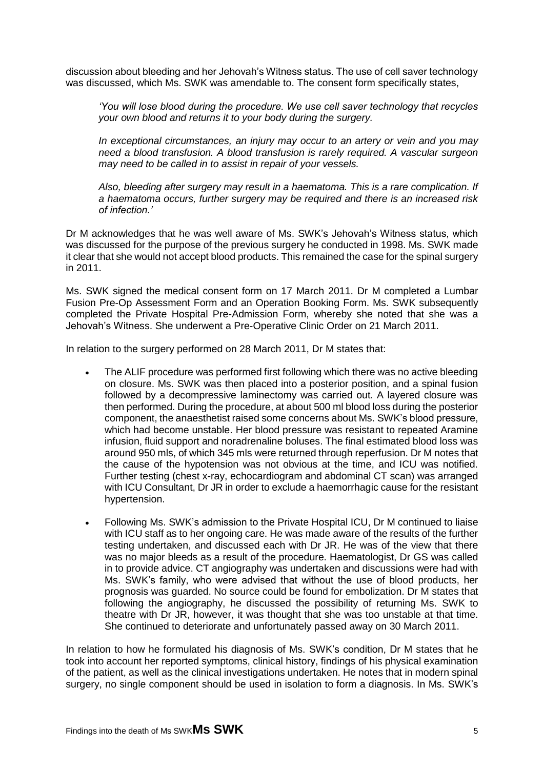discussion about bleeding and her Jehovah's Witness status. The use of cell saver technology was discussed, which Ms. SWK was amendable to. The consent form specifically states,

> *'You will lose blood during the procedure. We use cell saver technology that recycles your own blood and returns it to your body during the surgery.*
>
> *In exceptional circumstances, an injury may occur to an artery or vein and you may need a blood transfusion. A blood transfusion is rarely required. A vascular surgeon may need to be called in to assist in repair of your vessels.*
>
> *Also, bleeding after surgery may result in a haematoma. This is a rare complication. If a haematoma occurs, further surgery may be required and there is an increased risk of infection.'*

Dr M acknowledges that he was well aware of Ms. SWK's Jehovah's Witness status, which was discussed for the purpose of the previous surgery he conducted in 1998. Ms. SWK made it clear that she would not accept blood products. This remained the case for the spinal surgery in 2011.

Ms. SWK signed the medical consent form on 17 March 2011. Dr M completed a Lumbar Fusion Pre-Op Assessment Form and an Operation Booking Form. Ms. SWK subsequently completed the Private Hospital Pre-Admission Form, whereby she noted that she was a Jehovah's Witness. She underwent a Pre-Operative Clinic Order on 21 March 2011.

In relation to the surgery performed on 28 March 2011, Dr M states that:

- The ALIF procedure was performed first following which there was no active bleeding on closure. Ms. SWK was then placed into a posterior position, and a spinal fusion followed by a decompressive laminectomy was carried out. A layered closure was then performed. During the procedure, at about 500 ml blood loss during the posterior component, the anaesthetist raised some concerns about Ms. SWK's blood pressure, which had become unstable. Her blood pressure was resistant to repeated Aramine infusion, fluid support and noradrenaline boluses. The final estimated blood loss was around 950 mls, of which 345 mls were returned through reperfusion. Dr M notes that the cause of the hypotension was not obvious at the time, and ICU was notified. Further testing (chest x-ray, echocardiogram and abdominal CT scan) was arranged with ICU Consultant, Dr JR in order to exclude a haemorrhagic cause for the resistant hypertension.
- Following Ms. SWK's admission to the Private Hospital ICU, Dr M continued to liaise with ICU staff as to her ongoing care. He was made aware of the results of the further testing undertaken, and discussed each with Dr JR. He was of the view that there was no major bleeds as a result of the procedure. Haematologist, Dr GS was called in to provide advice. CT angiography was undertaken and discussions were had with Ms. SWK's family, who were advised that without the use of blood products, her prognosis was guarded. No source could be found for embolization. Dr M states that following the angiography, he discussed the possibility of returning Ms. SWK to theatre with Dr JR, however, it was thought that she was too unstable at that time. She continued to deteriorate and unfortunately passed away on 30 March 2011.

In relation to how he formulated his diagnosis of Ms. SWK's condition, Dr M states that he took into account her reported symptoms, clinical history, findings of his physical examination of the patient, as well as the clinical investigations undertaken. He notes that in modern spinal surgery, no single component should be used in isolation to form a diagnosis. In Ms. SWK's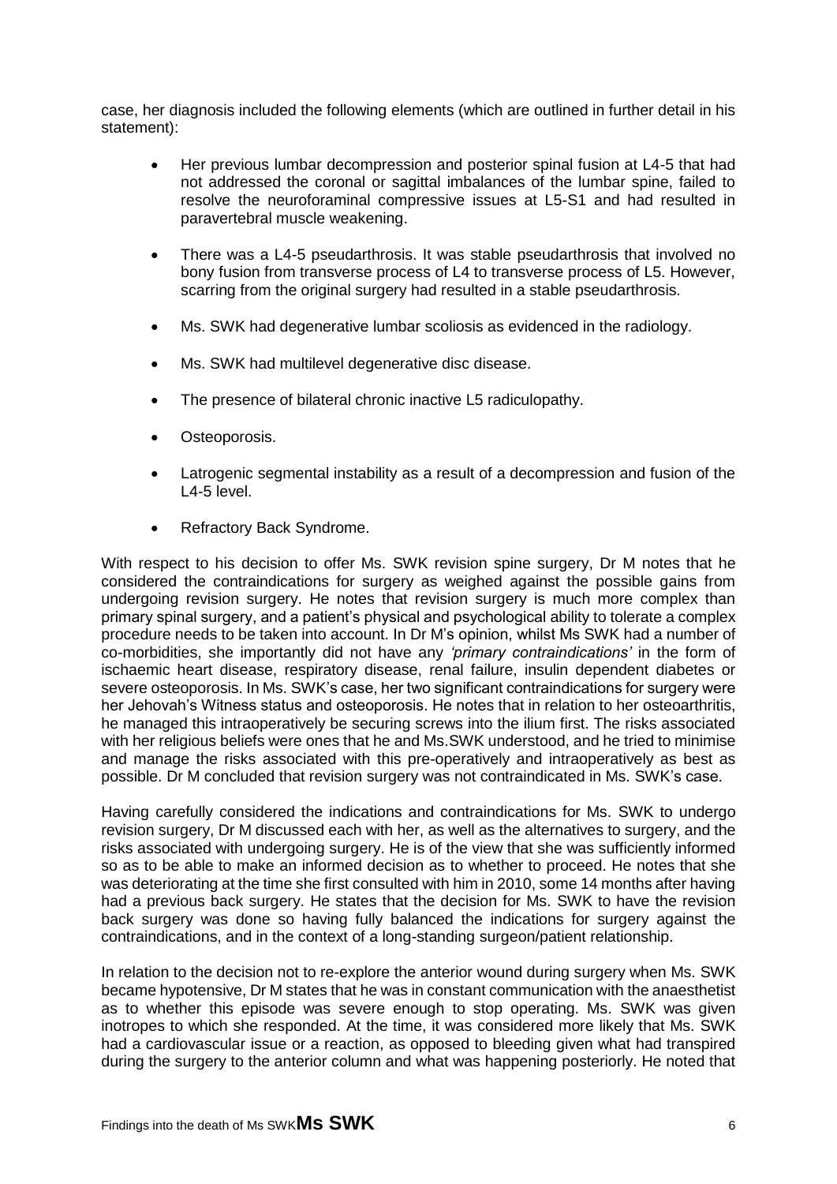case, her diagnosis included the following elements (which are outlined in further detail in his statement):

- Her previous lumbar decompression and posterior spinal fusion at L4-5 that had not addressed the coronal or sagittal imbalances of the lumbar spine, failed to resolve the neuroforaminal compressive issues at L5-S1 and had resulted in paravertebral muscle weakening.
- There was a L4-5 pseudarthrosis. It was stable pseudarthrosis that involved no bony fusion from transverse process of L4 to transverse process of L5. However, scarring from the original surgery had resulted in a stable pseudarthrosis.
- Ms. SWK had degenerative lumbar scoliosis as evidenced in the radiology.
- Ms. SWK had multilevel degenerative disc disease.
- The presence of bilateral chronic inactive L5 radiculopathy.
- Osteoporosis.
- Latrogenic segmental instability as a result of a decompression and fusion of the L4-5 level.
- Refractory Back Syndrome.

With respect to his decision to offer Ms. SWK revision spine surgery, Dr M notes that he considered the contraindications for surgery as weighed against the possible gains from undergoing revision surgery. He notes that revision surgery is much more complex than primary spinal surgery, and a patient's physical and psychological ability to tolerate a complex procedure needs to be taken into account. In Dr M's opinion, whilst Ms SWK had a number of co-morbidities, she importantly did not have any *'primary contraindications'* in the form of ischaemic heart disease, respiratory disease, renal failure, insulin dependent diabetes or severe osteoporosis. In Ms. SWK's case, her two significant contraindications for surgery were her Jehovah's Witness status and osteoporosis. He notes that in relation to her osteoarthritis, he managed this intraoperatively be securing screws into the ilium first. The risks associated with her religious beliefs were ones that he and Ms.SWK understood, and he tried to minimise and manage the risks associated with this pre-operatively and intraoperatively as best as possible. Dr M concluded that revision surgery was not contraindicated in Ms. SWK's case.

Having carefully considered the indications and contraindications for Ms. SWK to undergo revision surgery, Dr M discussed each with her, as well as the alternatives to surgery, and the risks associated with undergoing surgery. He is of the view that she was sufficiently informed so as to be able to make an informed decision as to whether to proceed. He notes that she was deteriorating at the time she first consulted with him in 2010, some 14 months after having had a previous back surgery. He states that the decision for Ms. SWK to have the revision back surgery was done so having fully balanced the indications for surgery against the contraindications, and in the context of a long-standing surgeon/patient relationship.

In relation to the decision not to re-explore the anterior wound during surgery when Ms. SWK became hypotensive, Dr M states that he was in constant communication with the anaesthetist as to whether this episode was severe enough to stop operating. Ms. SWK was given inotropes to which she responded. At the time, it was considered more likely that Ms. SWK had a cardiovascular issue or a reaction, as opposed to bleeding given what had transpired during the surgery to the anterior column and what was happening posteriorly. He noted that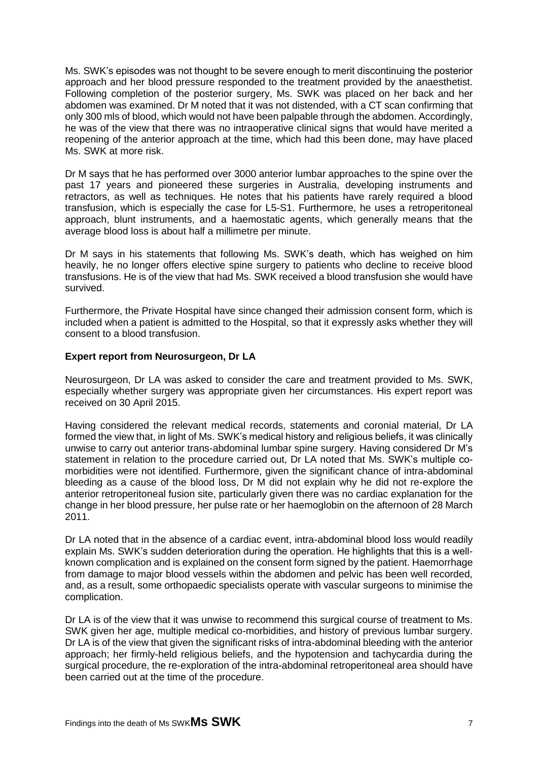Ms. SWK's episodes was not thought to be severe enough to merit discontinuing the posterior approach and her blood pressure responded to the treatment provided by the anaesthetist. Following completion of the posterior surgery, Ms. SWK was placed on her back and her abdomen was examined. Dr M noted that it was not distended, with a CT scan confirming that only 300 mls of blood, which would not have been palpable through the abdomen. Accordingly, he was of the view that there was no intraoperative clinical signs that would have merited a reopening of the anterior approach at the time, which had this been done, may have placed Ms. SWK at more risk.

Dr M says that he has performed over 3000 anterior lumbar approaches to the spine over the past 17 years and pioneered these surgeries in Australia, developing instruments and retractors, as well as techniques. He notes that his patients have rarely required a blood transfusion, which is especially the case for L5-S1. Furthermore, he uses a retroperitoneal approach, blunt instruments, and a haemostatic agents, which generally means that the average blood loss is about half a millimetre per minute.

Dr M says in his statements that following Ms. SWK's death, which has weighed on him heavily, he no longer offers elective spine surgery to patients who decline to receive blood transfusions. He is of the view that had Ms. SWK received a blood transfusion she would have survived.

Furthermore, the Private Hospital have since changed their admission consent form, which is included when a patient is admitted to the Hospital, so that it expressly asks whether they will consent to a blood transfusion.

**Expert report from Neurosurgeon, Dr LA**

Neurosurgeon, Dr LA was asked to consider the care and treatment provided to Ms. SWK, especially whether surgery was appropriate given her circumstances. His expert report was received on 30 April 2015.

Having considered the relevant medical records, statements and coronial material, Dr LA formed the view that, in light of Ms. SWK's medical history and religious beliefs, it was clinically unwise to carry out anterior trans-abdominal lumbar spine surgery. Having considered Dr M's statement in relation to the procedure carried out, Dr LA noted that Ms. SWK's multiple co-morbidities were not identified. Furthermore, given the significant chance of intra-abdominal bleeding as a cause of the blood loss, Dr M did not explain why he did not re-explore the anterior retroperitoneal fusion site, particularly given there was no cardiac explanation for the change in her blood pressure, her pulse rate or her haemoglobin on the afternoon of 28 March 2011.

Dr LA noted that in the absence of a cardiac event, intra-abdominal blood loss would readily explain Ms. SWK's sudden deterioration during the operation. He highlights that this is a well-known complication and is explained on the consent form signed by the patient. Haemorrhage from damage to major blood vessels within the abdomen and pelvic has been well recorded, and, as a result, some orthopaedic specialists operate with vascular surgeons to minimise the complication.

Dr LA is of the view that it was unwise to recommend this surgical course of treatment to Ms. SWK given her age, multiple medical co-morbidities, and history of previous lumbar surgery. Dr LA is of the view that given the significant risks of intra-abdominal bleeding with the anterior approach; her firmly-held religious beliefs, and the hypotension and tachycardia during the surgical procedure, the re-exploration of the intra-abdominal retroperitoneal area should have been carried out at the time of the procedure.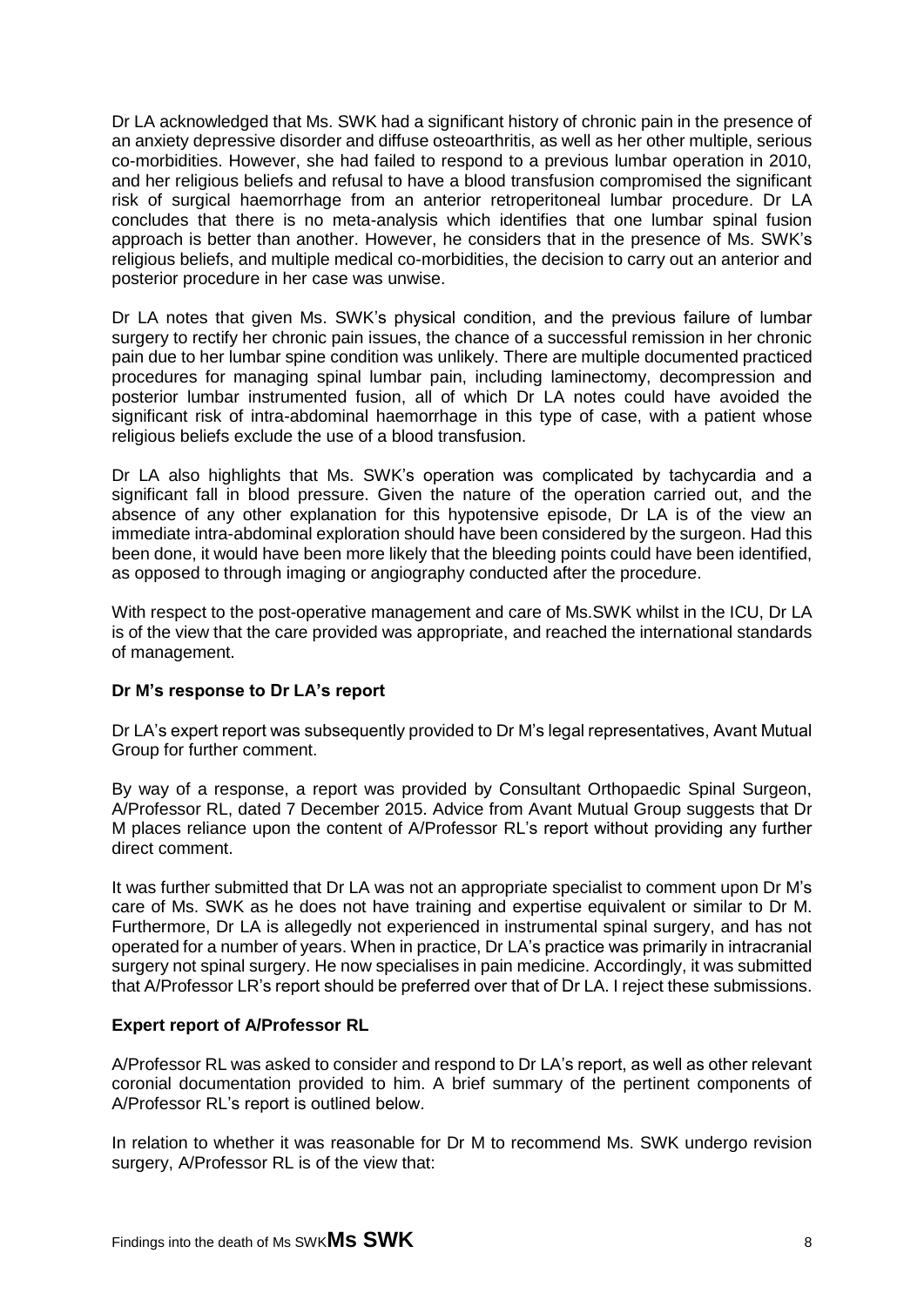Dr LA acknowledged that Ms. SWK had a significant history of chronic pain in the presence of an anxiety depressive disorder and diffuse osteoarthritis, as well as her other multiple, serious co-morbidities. However, she had failed to respond to a previous lumbar operation in 2010, and her religious beliefs and refusal to have a blood transfusion compromised the significant risk of surgical haemorrhage from an anterior retroperitoneal lumbar procedure. Dr LA concludes that there is no meta-analysis which identifies that one lumbar spinal fusion approach is better than another. However, he considers that in the presence of Ms. SWK's religious beliefs, and multiple medical co-morbidities, the decision to carry out an anterior and posterior procedure in her case was unwise.

Dr LA notes that given Ms. SWK's physical condition, and the previous failure of lumbar surgery to rectify her chronic pain issues, the chance of a successful remission in her chronic pain due to her lumbar spine condition was unlikely. There are multiple documented practiced procedures for managing spinal lumbar pain, including laminectomy, decompression and posterior lumbar instrumented fusion, all of which Dr LA notes could have avoided the significant risk of intra-abdominal haemorrhage in this type of case, with a patient whose religious beliefs exclude the use of a blood transfusion.

Dr LA also highlights that Ms. SWK's operation was complicated by tachycardia and a significant fall in blood pressure. Given the nature of the operation carried out, and the absence of any other explanation for this hypotensive episode, Dr LA is of the view an immediate intra-abdominal exploration should have been considered by the surgeon. Had this been done, it would have been more likely that the bleeding points could have been identified, as opposed to through imaging or angiography conducted after the procedure.

With respect to the post-operative management and care of Ms.SWK whilst in the ICU, Dr LA is of the view that the care provided was appropriate, and reached the international standards of management.

**Dr M's response to Dr LA's report**

Dr LA's expert report was subsequently provided to Dr M's legal representatives, Avant Mutual Group for further comment.

By way of a response, a report was provided by Consultant Orthopaedic Spinal Surgeon, A/Professor RL, dated 7 December 2015. Advice from Avant Mutual Group suggests that Dr M places reliance upon the content of A/Professor RL's report without providing any further direct comment.

It was further submitted that Dr LA was not an appropriate specialist to comment upon Dr M's care of Ms. SWK as he does not have training and expertise equivalent or similar to Dr M. Furthermore, Dr LA is allegedly not experienced in instrumental spinal surgery, and has not operated for a number of years. When in practice, Dr LA's practice was primarily in intracranial surgery not spinal surgery. He now specialises in pain medicine. Accordingly, it was submitted that A/Professor LR's report should be preferred over that of Dr LA. I reject these submissions.

**Expert report of A/Professor RL**

A/Professor RL was asked to consider and respond to Dr LA's report, as well as other relevant coronial documentation provided to him. A brief summary of the pertinent components of A/Professor RL's report is outlined below.

In relation to whether it was reasonable for Dr M to recommend Ms. SWK undergo revision surgery, A/Professor RL is of the view that: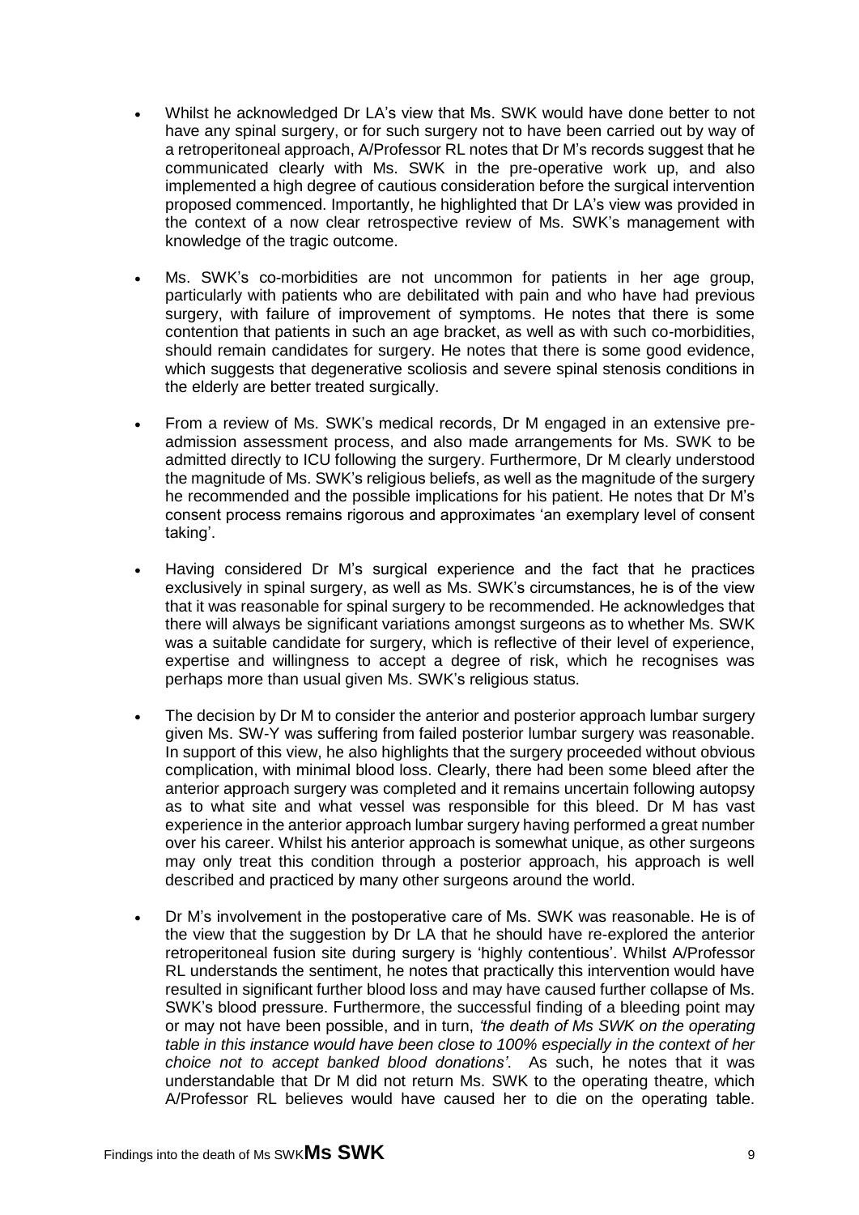- Whilst he acknowledged Dr LA's view that Ms. SWK would have done better to not have any spinal surgery, or for such surgery not to have been carried out by way of a retroperitoneal approach, A/Professor RL notes that Dr M's records suggest that he communicated clearly with Ms. SWK in the pre-operative work up, and also implemented a high degree of cautious consideration before the surgical intervention proposed commenced. Importantly, he highlighted that Dr LA's view was provided in the context of a now clear retrospective review of Ms. SWK's management with knowledge of the tragic outcome.

- Ms. SWK's co-morbidities are not uncommon for patients in her age group, particularly with patients who are debilitated with pain and who have had previous surgery, with failure of improvement of symptoms. He notes that there is some contention that patients in such an age bracket, as well as with such co-morbidities, should remain candidates for surgery. He notes that there is some good evidence, which suggests that degenerative scoliosis and severe spinal stenosis conditions in the elderly are better treated surgically.

- From a review of Ms. SWK's medical records, Dr M engaged in an extensive pre-admission assessment process, and also made arrangements for Ms. SWK to be admitted directly to ICU following the surgery. Furthermore, Dr M clearly understood the magnitude of Ms. SWK's religious beliefs, as well as the magnitude of the surgery he recommended and the possible implications for his patient. He notes that Dr M's consent process remains rigorous and approximates 'an exemplary level of consent taking'.

- Having considered Dr M's surgical experience and the fact that he practices exclusively in spinal surgery, as well as Ms. SWK's circumstances, he is of the view that it was reasonable for spinal surgery to be recommended. He acknowledges that there will always be significant variations amongst surgeons as to whether Ms. SWK was a suitable candidate for surgery, which is reflective of their level of experience, expertise and willingness to accept a degree of risk, which he recognises was perhaps more than usual given Ms. SWK's religious status.

- The decision by Dr M to consider the anterior and posterior approach lumbar surgery given Ms. SW-Y was suffering from failed posterior lumbar surgery was reasonable. In support of this view, he also highlights that the surgery proceeded without obvious complication, with minimal blood loss. Clearly, there had been some bleed after the anterior approach surgery was completed and it remains uncertain following autopsy as to what site and what vessel was responsible for this bleed. Dr M has vast experience in the anterior approach lumbar surgery having performed a great number over his career. Whilst his anterior approach is somewhat unique, as other surgeons may only treat this condition through a posterior approach, his approach is well described and practiced by many other surgeons around the world.

- Dr M's involvement in the postoperative care of Ms. SWK was reasonable. He is of the view that the suggestion by Dr LA that he should have re-explored the anterior retroperitoneal fusion site during surgery is 'highly contentious'. Whilst A/Professor RL understands the sentiment, he notes that practically this intervention would have resulted in significant further blood loss and may have caused further collapse of Ms. SWK's blood pressure. Furthermore, the successful finding of a bleeding point may or may not have been possible, and in turn, *'the death of Ms SWK on the operating table in this instance would have been close to 100% especially in the context of her choice not to accept banked blood donations'*. As such, he notes that it was understandable that Dr M did not return Ms. SWK to the operating theatre, which A/Professor RL believes would have caused her to die on the operating table.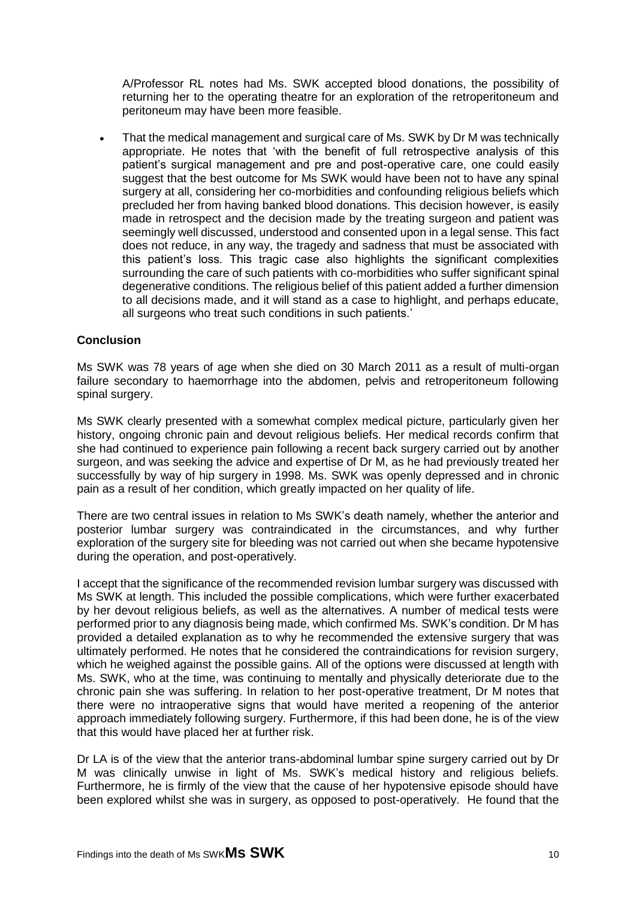A/Professor RL notes had Ms. SWK accepted blood donations, the possibility of returning her to the operating theatre for an exploration of the retroperitoneum and peritoneum may have been more feasible.

- That the medical management and surgical care of Ms. SWK by Dr M was technically appropriate. He notes that 'with the benefit of full retrospective analysis of this patient's surgical management and pre and post-operative care, one could easily suggest that the best outcome for Ms SWK would have been not to have any spinal surgery at all, considering her co-morbidities and confounding religious beliefs which precluded her from having banked blood donations. This decision however, is easily made in retrospect and the decision made by the treating surgeon and patient was seemingly well discussed, understood and consented upon in a legal sense. This fact does not reduce, in any way, the tragedy and sadness that must be associated with this patient's loss. This tragic case also highlights the significant complexities surrounding the care of such patients with co-morbidities who suffer significant spinal degenerative conditions. The religious belief of this patient added a further dimension to all decisions made, and it will stand as a case to highlight, and perhaps educate, all surgeons who treat such conditions in such patients.'

**Conclusion**

Ms SWK was 78 years of age when she died on 30 March 2011 as a result of multi-organ failure secondary to haemorrhage into the abdomen, pelvis and retroperitoneum following spinal surgery.

Ms SWK clearly presented with a somewhat complex medical picture, particularly given her history, ongoing chronic pain and devout religious beliefs. Her medical records confirm that she had continued to experience pain following a recent back surgery carried out by another surgeon, and was seeking the advice and expertise of Dr M, as he had previously treated her successfully by way of hip surgery in 1998. Ms. SWK was openly depressed and in chronic pain as a result of her condition, which greatly impacted on her quality of life.

There are two central issues in relation to Ms SWK's death namely, whether the anterior and posterior lumbar surgery was contraindicated in the circumstances, and why further exploration of the surgery site for bleeding was not carried out when she became hypotensive during the operation, and post-operatively.

I accept that the significance of the recommended revision lumbar surgery was discussed with Ms SWK at length. This included the possible complications, which were further exacerbated by her devout religious beliefs, as well as the alternatives. A number of medical tests were performed prior to any diagnosis being made, which confirmed Ms. SWK's condition. Dr M has provided a detailed explanation as to why he recommended the extensive surgery that was ultimately performed. He notes that he considered the contraindications for revision surgery, which he weighed against the possible gains. All of the options were discussed at length with Ms. SWK, who at the time, was continuing to mentally and physically deteriorate due to the chronic pain she was suffering. In relation to her post-operative treatment, Dr M notes that there were no intraoperative signs that would have merited a reopening of the anterior approach immediately following surgery. Furthermore, if this had been done, he is of the view that this would have placed her at further risk.

Dr LA is of the view that the anterior trans-abdominal lumbar spine surgery carried out by Dr M was clinically unwise in light of Ms. SWK's medical history and religious beliefs. Furthermore, he is firmly of the view that the cause of her hypotensive episode should have been explored whilst she was in surgery, as opposed to post-operatively. He found that the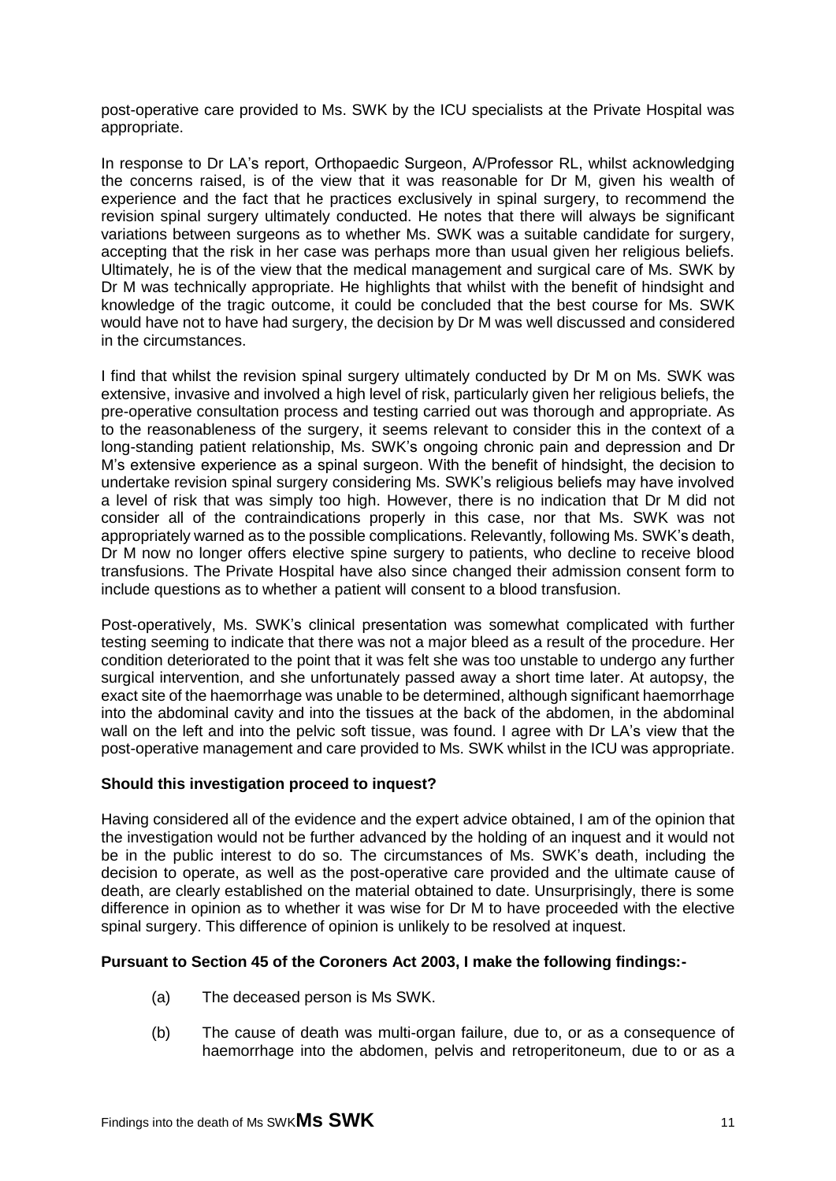post-operative care provided to Ms. SWK by the ICU specialists at the Private Hospital was appropriate.

In response to Dr LA's report, Orthopaedic Surgeon, A/Professor RL, whilst acknowledging the concerns raised, is of the view that it was reasonable for Dr M, given his wealth of experience and the fact that he practices exclusively in spinal surgery, to recommend the revision spinal surgery ultimately conducted. He notes that there will always be significant variations between surgeons as to whether Ms. SWK was a suitable candidate for surgery, accepting that the risk in her case was perhaps more than usual given her religious beliefs. Ultimately, he is of the view that the medical management and surgical care of Ms. SWK by Dr M was technically appropriate. He highlights that whilst with the benefit of hindsight and knowledge of the tragic outcome, it could be concluded that the best course for Ms. SWK would have not to have had surgery, the decision by Dr M was well discussed and considered in the circumstances.

I find that whilst the revision spinal surgery ultimately conducted by Dr M on Ms. SWK was extensive, invasive and involved a high level of risk, particularly given her religious beliefs, the pre-operative consultation process and testing carried out was thorough and appropriate. As to the reasonableness of the surgery, it seems relevant to consider this in the context of a long-standing patient relationship, Ms. SWK's ongoing chronic pain and depression and Dr M's extensive experience as a spinal surgeon. With the benefit of hindsight, the decision to undertake revision spinal surgery considering Ms. SWK's religious beliefs may have involved a level of risk that was simply too high. However, there is no indication that Dr M did not consider all of the contraindications properly in this case, nor that Ms. SWK was not appropriately warned as to the possible complications. Relevantly, following Ms. SWK's death, Dr M now no longer offers elective spine surgery to patients, who decline to receive blood transfusions. The Private Hospital have also since changed their admission consent form to include questions as to whether a patient will consent to a blood transfusion.

Post-operatively, Ms. SWK's clinical presentation was somewhat complicated with further testing seeming to indicate that there was not a major bleed as a result of the procedure. Her condition deteriorated to the point that it was felt she was too unstable to undergo any further surgical intervention, and she unfortunately passed away a short time later. At autopsy, the exact site of the haemorrhage was unable to be determined, although significant haemorrhage into the abdominal cavity and into the tissues at the back of the abdomen, in the abdominal wall on the left and into the pelvic soft tissue, was found. I agree with Dr LA's view that the post-operative management and care provided to Ms. SWK whilst in the ICU was appropriate.

**Should this investigation proceed to inquest?**

Having considered all of the evidence and the expert advice obtained, I am of the opinion that the investigation would not be further advanced by the holding of an inquest and it would not be in the public interest to do so. The circumstances of Ms. SWK's death, including the decision to operate, as well as the post-operative care provided and the ultimate cause of death, are clearly established on the material obtained to date. Unsurprisingly, there is some difference in opinion as to whether it was wise for Dr M to have proceeded with the elective spinal surgery. This difference of opinion is unlikely to be resolved at inquest.

**Pursuant to Section 45 of the Coroners Act 2003, I make the following findings:-**

(a) The deceased person is Ms SWK.

(b) The cause of death was multi-organ failure, due to, or as a consequence of haemorrhage into the abdomen, pelvis and retroperitoneum, due to or as a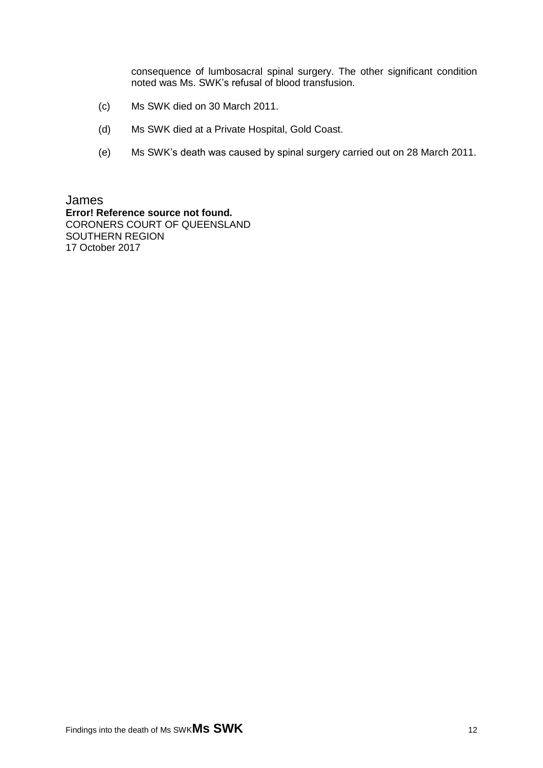consequence of lumbosacral spinal surgery. The other significant condition noted was Ms. SWK's refusal of blood transfusion.

(c) Ms SWK died on 30 March 2011.

(d) Ms SWK died at a Private Hospital, Gold Coast.

(e) Ms SWK's death was caused by spinal surgery carried out on 28 March 2011.

James
**Error! Reference source not found.**
CORONERS COURT OF QUEENSLAND
SOUTHERN REGION
17 October 2017